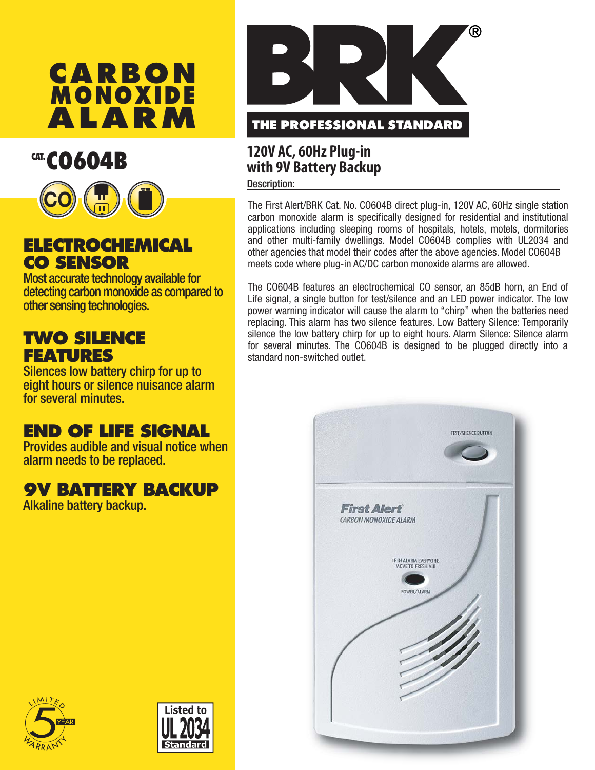# CARBON MONOXIDE ALARM

## CAT. CO604B

### ELECTROCHEMICAL CO SENSOR

Most accurate technology available for detecting carbon monoxide as compared to other sensing technologies.

### TWO SILENCE FEATURES

Silences low battery chirp for up to eight hours or silence nuisance alarm for several minutes.

### END OF LIFE SIGNAL

Provides audible and visual notice when alarm needs to be replaced.

### 9V BATTERY BACKUP

Alkaline battery backup.

LIMITED 5 YEAR WARRANTY

Listed to UL 2034 Standard

# BRK®

**THE PROFESSIONAL STANDARD**

## 120V AC, 60Hz Plug-in with 9V Battery Backup

**Description:**

The First Alert/BRK Cat. No. CO604B direct plug-in, 120V AC, 60Hz single station carbon monoxide alarm is specifically designed for residential and institutional applications including sleeping rooms of hospitals, hotels, motels, dormitories and other multi-family dwellings. Model CO604B complies with UL2034 and other agencies that model their codes after the above agencies. Model CO604B meets code where plug-in AC/DC carbon monoxide alarms are allowed.

The CO604B features an electrochemical CO sensor, an 85dB horn, an End of Life signal, a single button for test/silence and an LED power indicator. The low power warning indicator will cause the alarm to "chirp" when the batteries need replacing. This alarm has two silence features. Low Battery Silence: Temporarily silence the low battery chirp for up to eight hours. Alarm Silence: Silence alarm for several minutes. The CO604B is designed to be plugged directly into a standard non-switched outlet.

TEST/SILENCE BUTTON

First Alert® CARBON MONOXIDE ALARM

IF IN ALARM EVERYONE MOVE TO FRESH AIR

POWER/ALARM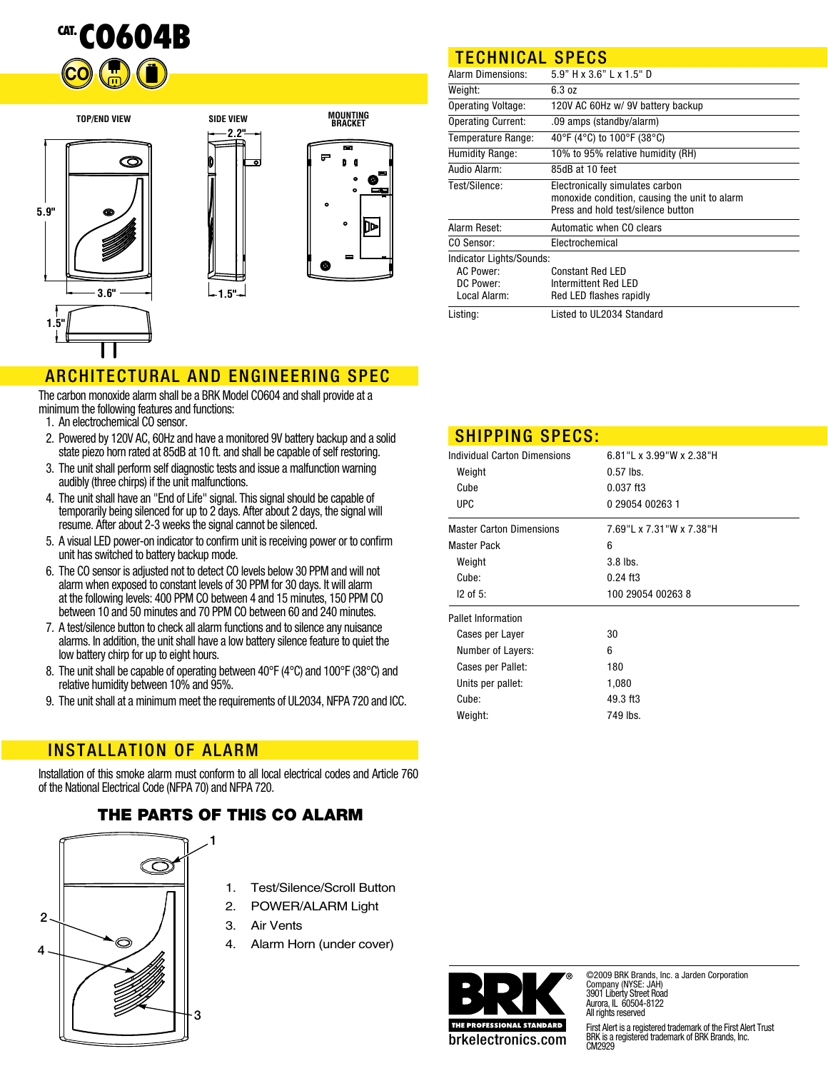# CAT. CO604B

CO

TOP/END VIEW

SIDE VIEW

MOUNTING BRACKET

2.2"

5.9"

3.6"

1.5"

1.5"

## TECHNICAL SPECS

| | |
|---|---|
| Alarm Dimensions: | 5.9" H x 3.6" L x 1.5" D |
| Weight: | 6.3 oz |
| Operating Voltage: | 120V AC 60Hz w/ 9V battery backup |
| Operating Current: | .09 amps (standby/alarm) |
| Temperature Range: | 40°F (4°C) to 100°F (38°C) |
| Humidity Range: | 10% to 95% relative humidity (RH) |
| Audio Alarm: | 85dB at 10 feet |
| Test/Silence: | Electronically simulates carbon monoxide condition, causing the unit to alarm Press and hold test/silence button |
| Alarm Reset: | Automatic when CO clears |
| CO Sensor: | Electrochemical |
| Indicator Lights/Sounds: | |
| AC Power: | Constant Red LED |
| DC Power: | Intermittent Red LED |
| Local Alarm: | Red LED flashes rapidly |
| Listing: | Listed to UL2034 Standard |

## ARCHITECTURAL AND ENGINEERING SPEC

The carbon monoxide alarm shall be a BRK Model CO604 and shall provide at a minimum the following features and functions:

1. An electrochemical CO sensor.
2. Powered by 120V AC, 60Hz and have a monitored 9V battery backup and a solid state piezo horn rated at 85dB at 10 ft. and shall be capable of self restoring.
3. The unit shall perform self diagnostic tests and issue a malfunction warning audibly (three chirps) if the unit malfunctions.
4. The unit shall have an "End of Life" signal. This signal should be capable of temporarily being silenced for up to 2 days. After about 2 days, the signal will resume. After about 2-3 weeks the signal cannot be silenced.
5. A visual LED power-on indicator to confirm unit is receiving power or to confirm unit has switched to battery backup mode.
6. The CO sensor is adjusted not to detect CO levels below 30 PPM and will not alarm when exposed to constant levels of 30 PPM for 30 days. It will alarm at the following levels: 400 PPM CO between 4 and 15 minutes, 150 PPM CO between 10 and 50 minutes and 70 PPM CO between 60 and 240 minutes.
7. A test/silence button to check all alarm functions and to silence any nuisance alarms. In addition, the unit shall have a low battery silence feature to quiet the low battery chirp for up to eight hours.
8. The unit shall be capable of operating between 40°F (4°C) and 100°F (38°C) and relative humidity between 10% and 95%.
9. The unit shall at a minimum meet the requirements of UL2034, NFPA 720 and ICC.

## SHIPPING SPECS:

| | |
|---|---|
| Individual Carton Dimensions | 6.81"L x 3.99"W x 2.38"H |
| Weight | 0.57 lbs. |
| Cube | 0.037 ft3 |
| UPC | 0 29054 00263 1 |
| Master Carton Dimensions | 7.69"L x 7.31"W x 7.38"H |
| Master Pack | 6 |
| Weight | 3.8 lbs. |
| Cube: | 0.24 ft3 |
| I2 of 5: | 100 29054 00263 8 |
| Pallet Information | |
| Cases per Layer | 30 |
| Number of Layers: | 6 |
| Cases per Pallet: | 180 |
| Units per pallet: | 1,080 |
| Cube: | 49.3 ft3 |
| Weight: | 749 lbs. |

## INSTALLATION OF ALARM

Installation of this smoke alarm must conform to all local electrical codes and Article 760 of the National Electrical Code (NFPA 70) and NFPA 720.

### THE PARTS OF THIS CO ALARM

1. Test/Silence/Scroll Button
2. POWER/ALARM Light
3. Air Vents
4. Alarm Horn (under cover)

BRK® THE PROFESSIONAL STANDARD

brkelectronics.com

©2009 BRK Brands, Inc. a Jarden Corporation Company (NYSE: JAH)
3901 Liberty Street Road
Aurora, IL 60504-8122
All rights reserved

First Alert is a registered trademark of the First Alert Trust
BRK is a registered trademark of BRK Brands, Inc.
CM2929